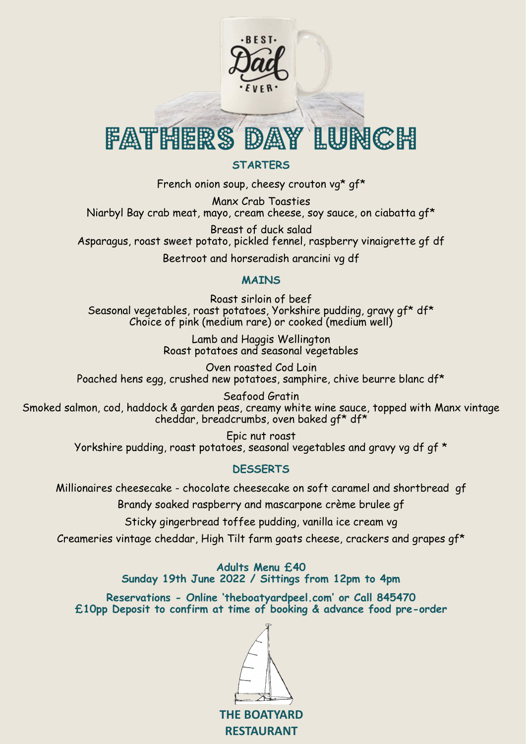# FATHERS DAY LUNCH

## STARTERS

French onion soup, cheesy crouton vg* gf*

Manx Crab Toasties
Niarbyl Bay crab meat, mayo, cream cheese, soy sauce, on ciabatta gf*

Breast of duck salad
Asparagus, roast sweet potato, pickled fennel, raspberry vinaigrette gf df

Beetroot and horseradish arancini vg df

## MAINS

Roast sirloin of beef
Seasonal vegetables, roast potatoes, Yorkshire pudding, gravy gf* df*
Choice of pink (medium rare) or cooked (medium well)

Lamb and Haggis Wellington
Roast potatoes and seasonal vegetables

Oven roasted Cod Loin
Poached hens egg, crushed new potatoes, samphire, chive beurre blanc df*

Seafood Gratin
Smoked salmon, cod, haddock & garden peas, creamy white wine sauce, topped with Manx vintage cheddar, breadcrumbs, oven baked gf* df*

Epic nut roast
Yorkshire pudding, roast potatoes, seasonal vegetables and gravy vg df gf *

## DESSERTS

Millionaires cheesecake - chocolate cheesecake on soft caramel and shortbread gf

Brandy soaked raspberry and mascarpone crème brulee gf

Sticky gingerbread toffee pudding, vanilla ice cream vg

Creameries vintage cheddar, High Tilt farm goats cheese, crackers and grapes gf*

**Adults Menu £40**
**Sunday 19th June 2022 / Sittings from 12pm to 4pm**

**Reservations - Online 'theboatyardpeel.com' or Call 845470**
**£10pp Deposit to confirm at time of booking & advance food pre-order**

**THE BOATYARD RESTAURANT**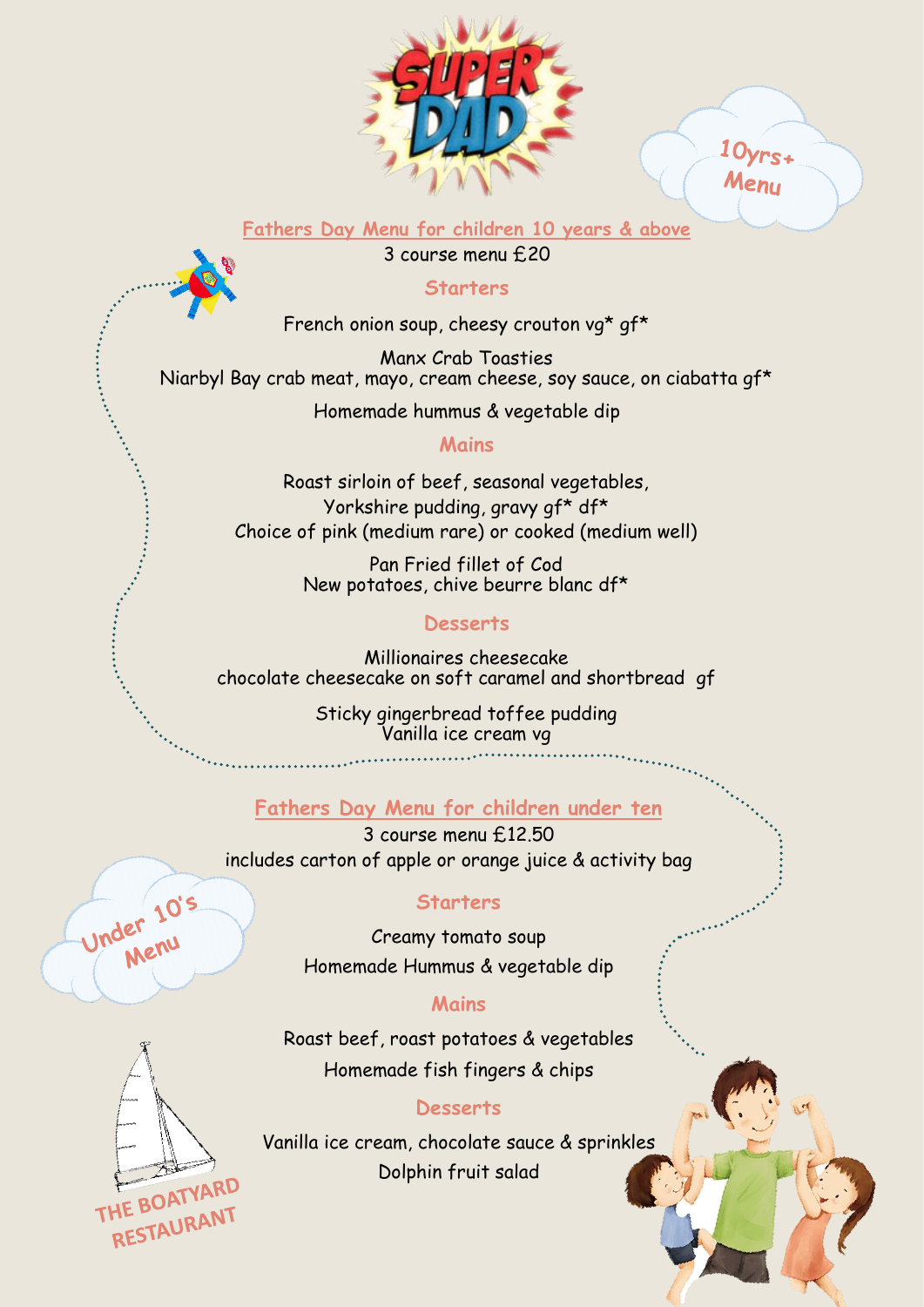SUPER DAD

10yrs+ Menu

## Fathers Day Menu for children 10 years & above

3 course menu £20

### Starters

French onion soup, cheesy crouton vg* gf*

Manx Crab Toasties
Niarbyl Bay crab meat, mayo, cream cheese, soy sauce, on ciabatta gf*

Homemade hummus & vegetable dip

### Mains

Roast sirloin of beef, seasonal vegetables,
Yorkshire pudding, gravy gf* df*
Choice of pink (medium rare) or cooked (medium well)

Pan Fried fillet of Cod
New potatoes, chive beurre blanc df*

### Desserts

Millionaires cheesecake
chocolate cheesecake on soft caramel and shortbread gf

Sticky gingerbread toffee pudding
Vanilla ice cream vg

## Fathers Day Menu for children under ten

3 course menu £12.50
includes carton of apple or orange juice & activity bag

Under 10's Menu

### Starters

Creamy tomato soup

Homemade Hummus & vegetable dip

### Mains

Roast beef, roast potatoes & vegetables

Homemade fish fingers & chips

### Desserts

Vanilla ice cream, chocolate sauce & sprinkles

Dolphin fruit salad

THE BOATYARD RESTAURANT